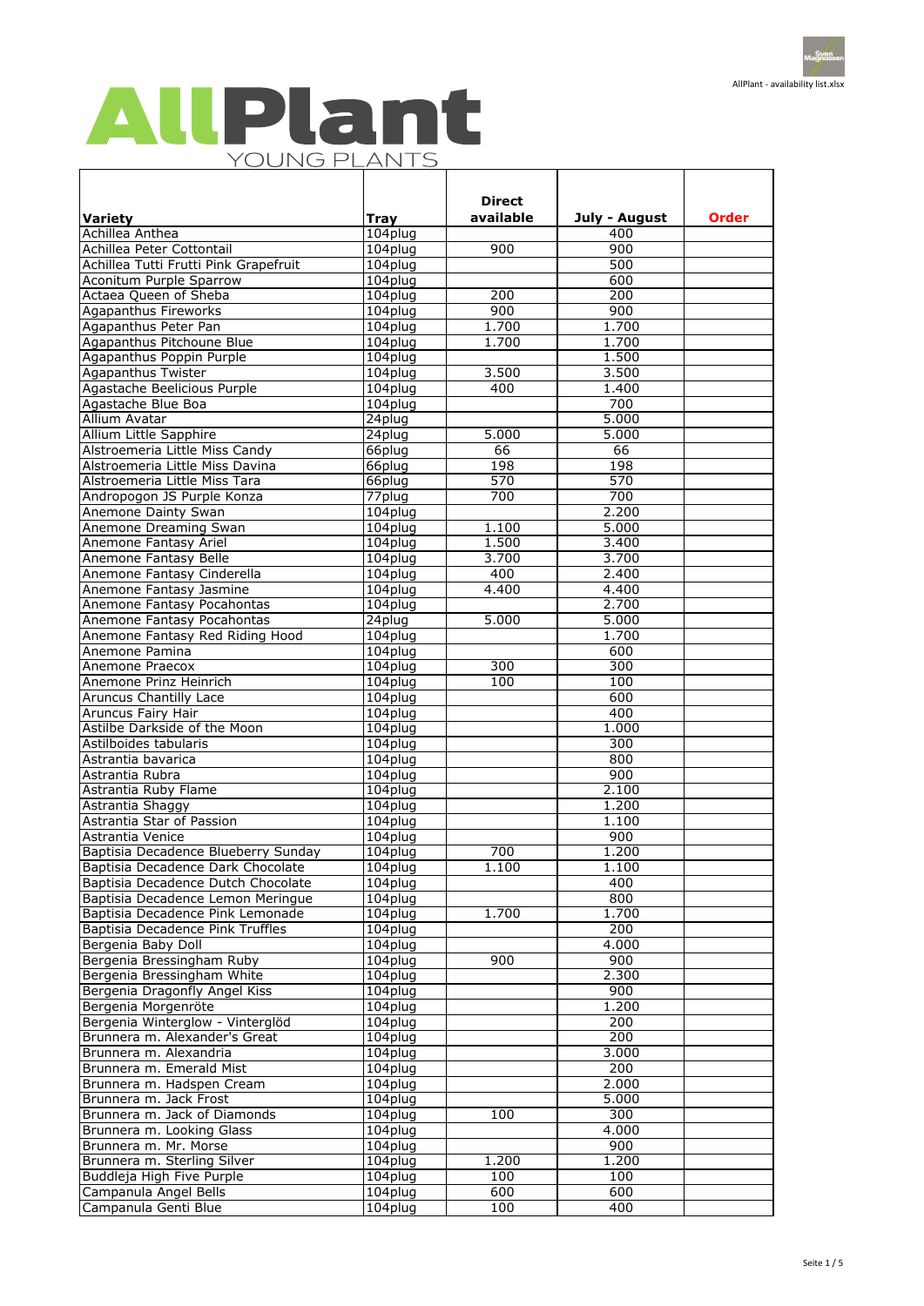# AllPlant

YOUNG PLANTS

| Variety | Tray | Direct available | July - August | Order |
|---|---|---|---|---|
| Achillea Anthea | 104plug | | 400 | |
| Achillea Peter Cottontail | 104plug | 900 | 900 | |
| Achillea Tutti Frutti Pink Grapefruit | 104plug | | 500 | |
| Aconitum Purple Sparrow | 104plug | | 600 | |
| Actaea Queen of Sheba | 104plug | 200 | 200 | |
| Agapanthus Fireworks | 104plug | 900 | 900 | |
| Agapanthus Peter Pan | 104plug | 1.700 | 1.700 | |
| Agapanthus Pitchoune Blue | 104plug | 1.700 | 1.700 | |
| Agapanthus Poppin Purple | 104plug | | 1.500 | |
| Agapanthus Twister | 104plug | 3.500 | 3.500 | |
| Agastache Beelicious Purple | 104plug | 400 | 1.400 | |
| Agastache Blue Boa | 104plug | | 700 | |
| Allium Avatar | 24plug | | 5.000 | |
| Allium Little Sapphire | 24plug | 5.000 | 5.000 | |
| Alstroemeria Little Miss Candy | 66plug | 66 | 66 | |
| Alstroemeria Little Miss Davina | 66plug | 198 | 198 | |
| Alstroemeria Little Miss Tara | 66plug | 570 | 570 | |
| Andropogon JS Purple Konza | 77plug | 700 | 700 | |
| Anemone Dainty Swan | 104plug | | 2.200 | |
| Anemone Dreaming Swan | 104plug | 1.100 | 5.000 | |
| Anemone Fantasy Ariel | 104plug | 1.500 | 3.400 | |
| Anemone Fantasy Belle | 104plug | 3.700 | 3.700 | |
| Anemone Fantasy Cinderella | 104plug | 400 | 2.400 | |
| Anemone Fantasy Jasmine | 104plug | 4.400 | 4.400 | |
| Anemone Fantasy Pocahontas | 104plug | | 2.700 | |
| Anemone Fantasy Pocahontas | 24plug | 5.000 | 5.000 | |
| Anemone Fantasy Red Riding Hood | 104plug | | 1.700 | |
| Anemone Pamina | 104plug | | 600 | |
| Anemone Praecox | 104plug | 300 | 300 | |
| Anemone Prinz Heinrich | 104plug | 100 | 100 | |
| Aruncus Chantilly Lace | 104plug | | 600 | |
| Aruncus Fairy Hair | 104plug | | 400 | |
| Astilbe Darkside of the Moon | 104plug | | 1.000 | |
| Astilboides tabularis | 104plug | | 300 | |
| Astrantia bavarica | 104plug | | 800 | |
| Astrantia Rubra | 104plug | | 900 | |
| Astrantia Ruby Flame | 104plug | | 2.100 | |
| Astrantia Shaggy | 104plug | | 1.200 | |
| Astrantia Star of Passion | 104plug | | 1.100 | |
| Astrantia Venice | 104plug | | 900 | |
| Baptisia Decadence Blueberry Sunday | 104plug | 700 | 1.200 | |
| Baptisia Decadence Dark Chocolate | 104plug | 1.100 | 1.100 | |
| Baptisia Decadence Dutch Chocolate | 104plug | | 400 | |
| Baptisia Decadence Lemon Meringue | 104plug | | 800 | |
| Baptisia Decadence Pink Lemonade | 104plug | 1.700 | 1.700 | |
| Baptisia Decadence Pink Truffles | 104plug | | 200 | |
| Bergenia Baby Doll | 104plug | | 4.000 | |
| Bergenia Bressingham Ruby | 104plug | 900 | 900 | |
| Bergenia Bressingham White | 104plug | | 2.300 | |
| Bergenia Dragonfly Angel Kiss | 104plug | | 900 | |
| Bergenia Morgenröte | 104plug | | 1.200 | |
| Bergenia Winterglow - Vinterglöd | 104plug | | 200 | |
| Brunnera m. Alexander's Great | 104plug | | 200 | |
| Brunnera m. Alexandria | 104plug | | 3.000 | |
| Brunnera m. Emerald Mist | 104plug | | 200 | |
| Brunnera m. Hadspen Cream | 104plug | | 2.000 | |
| Brunnera m. Jack Frost | 104plug | | 5.000 | |
| Brunnera m. Jack of Diamonds | 104plug | 100 | 300 | |
| Brunnera m. Looking Glass | 104plug | | 4.000 | |
| Brunnera m. Mr. Morse | 104plug | | 900 | |
| Brunnera m. Sterling Silver | 104plug | 1.200 | 1.200 | |
| Buddleja High Five Purple | 104plug | 100 | 100 | |
| Campanula Angel Bells | 104plug | 600 | 600 | |
| Campanula Genti Blue | 104plug | 100 | 400 | |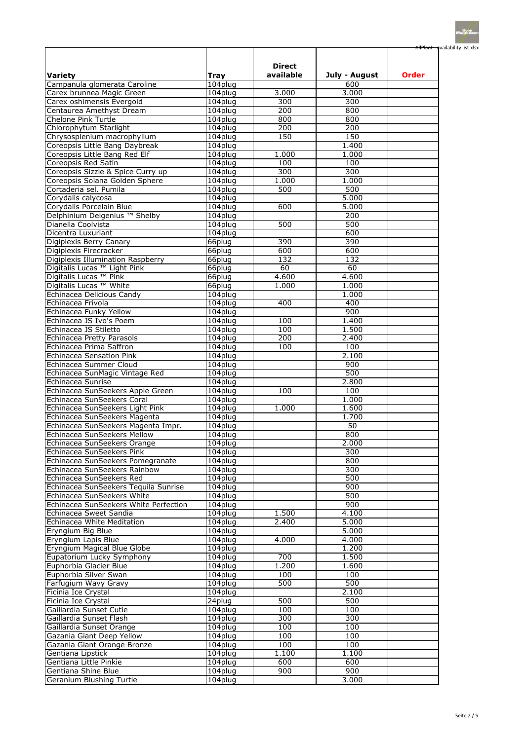| Variety | Tray | Direct available | July - August | Order |
|---|---|---|---|---|
| Campanula glomerata Caroline | 104plug | | 600 | |
| Carex brunnea Magic Green | 104plug | 3.000 | 3.000 | |
| Carex oshimensis Evergold | 104plug | 300 | 300 | |
| Centaurea Amethyst Dream | 104plug | 200 | 800 | |
| Chelone Pink Turtle | 104plug | 800 | 800 | |
| Chlorophytum Starlight | 104plug | 200 | 200 | |
| Chrysosplenium macrophyllum | 104plug | 150 | 150 | |
| Coreopsis Little Bang Daybreak | 104plug | | 1.400 | |
| Coreopsis Little Bang Red Elf | 104plug | 1.000 | 1.000 | |
| Coreopsis Red Satin | 104plug | 100 | 100 | |
| Coreopsis Sizzle & Spice Curry up | 104plug | 300 | 300 | |
| Coreopsis Solana Golden Sphere | 104plug | 1.000 | 1.000 | |
| Cortaderia sel. Pumila | 104plug | 500 | 500 | |
| Corydalis calycosa | 104plug | | 5.000 | |
| Corydalis Porcelain Blue | 104plug | 600 | 5.000 | |
| Delphinium Delgenius ™ Shelby | 104plug | | 200 | |
| Dianella Coolvista | 104plug | 500 | 500 | |
| Dicentra Luxuriant | 104plug | | 600 | |
| Digiplexis Berry Canary | 66plug | 390 | 390 | |
| Digiplexis Firecracker | 66plug | 600 | 600 | |
| Digiplexis Illumination Raspberry | 66plug | 132 | 132 | |
| Digitalis Lucas ™ Light Pink | 66plug | 60 | 60 | |
| Digitalis Lucas ™ Pink | 66plug | 4.600 | 4.600 | |
| Digitalis Lucas ™ White | 66plug | 1.000 | 1.000 | |
| Echinacea Delicious Candy | 104plug | | 1.000 | |
| Echinacea Frivola | 104plug | 400 | 400 | |
| Echinacea Funky Yellow | 104plug | | 900 | |
| Echinacea JS Ivo's Poem | 104plug | 100 | 1.400 | |
| Echinacea JS Stiletto | 104plug | 100 | 1.500 | |
| Echinacea Pretty Parasols | 104plug | 200 | 2.400 | |
| Echinacea Prima Saffron | 104plug | 100 | 100 | |
| Echinacea Sensation Pink | 104plug | | 2.100 | |
| Echinacea Summer Cloud | 104plug | | 900 | |
| Echinacea SunMagic Vintage Red | 104plug | | 500 | |
| Echinacea Sunrise | 104plug | | 2.800 | |
| Echinacea SunSeekers Apple Green | 104plug | 100 | 100 | |
| Echinacea SunSeekers Coral | 104plug | | 1.000 | |
| Echinacea SunSeekers Light Pink | 104plug | 1.000 | 1.600 | |
| Echinacea SunSeekers Magenta | 104plug | | 1.700 | |
| Echinacea SunSeekers Magenta Impr. | 104plug | | 50 | |
| Echinacea SunSeekers Mellow | 104plug | | 800 | |
| Echinacea SunSeekers Orange | 104plug | | 2.000 | |
| Echinacea SunSeekers Pink | 104plug | | 300 | |
| Echinacea SunSeekers Pomegranate | 104plug | | 800 | |
| Echinacea SunSeekers Rainbow | 104plug | | 300 | |
| Echinacea SunSeekers Red | 104plug | | 500 | |
| Echinacea SunSeekers Tequila Sunrise | 104plug | | 900 | |
| Echinacea SunSeekers White | 104plug | | 500 | |
| Echinacea SunSeekers White Perfection | 104plug | | 900 | |
| Echinacea Sweet Sandia | 104plug | 1.500 | 4.100 | |
| Echinacea White Meditation | 104plug | 2.400 | 5.000 | |
| Eryngium Big Blue | 104plug | | 5.000 | |
| Eryngium Lapis Blue | 104plug | 4.000 | 4.000 | |
| Eryngium Magical Blue Globe | 104plug | | 1.200 | |
| Eupatorium Lucky Symphony | 104plug | 700 | 1.500 | |
| Euphorbia Glacier Blue | 104plug | 1.200 | 1.600 | |
| Euphorbia Silver Swan | 104plug | 100 | 100 | |
| Farfugium Wavy Gravy | 104plug | 500 | 500 | |
| Ficinia Ice Crystal | 104plug | | 2.100 | |
| Ficinia Ice Crystal | 24plug | 500 | 500 | |
| Gaillardia Sunset Cutie | 104plug | 100 | 100 | |
| Gaillardia Sunset Flash | 104plug | 300 | 300 | |
| Gaillardia Sunset Orange | 104plug | 100 | 100 | |
| Gazania Giant Deep Yellow | 104plug | 100 | 100 | |
| Gazania Giant Orange Bronze | 104plug | 100 | 100 | |
| Gentiana Lipstick | 104plug | 1.100 | 1.100 | |
| Gentiana Little Pinkie | 104plug | 600 | 600 | |
| Gentiana Shine Blue | 104plug | 900 | 900 | |
| Geranium Blushing Turtle | 104plug | | 3.000 | |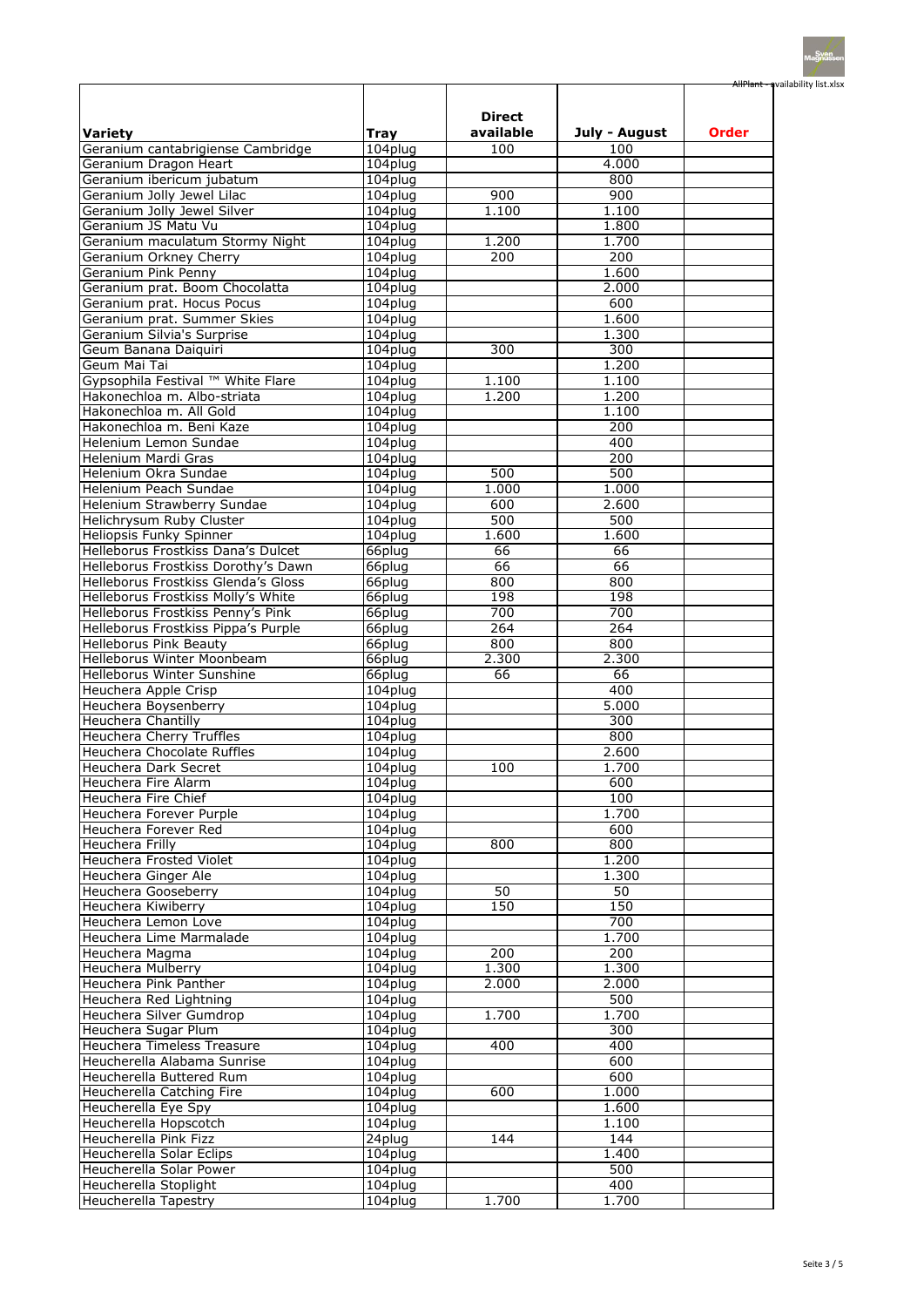| Variety | Tray | Direct available | July - August | Order |
|---|---|---|---|---|
| Geranium cantabrigiense Cambridge | 104plug | 100 | 100 | |
| Geranium Dragon Heart | 104plug | | 4.000 | |
| Geranium ibericum jubatum | 104plug | | 800 | |
| Geranium Jolly Jewel Lilac | 104plug | 900 | 900 | |
| Geranium Jolly Jewel Silver | 104plug | 1.100 | 1.100 | |
| Geranium JS Matu Vu | 104plug | | 1.800 | |
| Geranium maculatum Stormy Night | 104plug | 1.200 | 1.700 | |
| Geranium Orkney Cherry | 104plug | 200 | 200 | |
| Geranium Pink Penny | 104plug | | 1.600 | |
| Geranium prat. Boom Chocolatta | 104plug | | 2.000 | |
| Geranium prat. Hocus Pocus | 104plug | | 600 | |
| Geranium prat. Summer Skies | 104plug | | 1.600 | |
| Geranium Silvia's Surprise | 104plug | | 1.300 | |
| Geum Banana Daiquiri | 104plug | 300 | 300 | |
| Geum Mai Tai | 104plug | | 1.200 | |
| Gypsophila Festival ™ White Flare | 104plug | 1.100 | 1.100 | |
| Hakonechloa m. Albo-striata | 104plug | 1.200 | 1.200 | |
| Hakonechloa m. All Gold | 104plug | | 1.100 | |
| Hakonechloa m. Beni Kaze | 104plug | | 200 | |
| Helenium Lemon Sundae | 104plug | | 400 | |
| Helenium Mardi Gras | 104plug | | 200 | |
| Helenium Okra Sundae | 104plug | 500 | 500 | |
| Helenium Peach Sundae | 104plug | 1.000 | 1.000 | |
| Helenium Strawberry Sundae | 104plug | 600 | 2.600 | |
| Helichrysum Ruby Cluster | 104plug | 500 | 500 | |
| Heliopsis Funky Spinner | 104plug | 1.600 | 1.600 | |
| Helleborus Frostkiss Dana's Dulcet | 66plug | 66 | 66 | |
| Helleborus Frostkiss Dorothy's Dawn | 66plug | 66 | 66 | |
| Helleborus Frostkiss Glenda's Gloss | 66plug | 800 | 800 | |
| Helleborus Frostkiss Molly's White | 66plug | 198 | 198 | |
| Helleborus Frostkiss Penny's Pink | 66plug | 700 | 700 | |
| Helleborus Frostkiss Pippa's Purple | 66plug | 264 | 264 | |
| Helleborus Pink Beauty | 66plug | 800 | 800 | |
| Helleborus Winter Moonbeam | 66plug | 2.300 | 2.300 | |
| Helleborus Winter Sunshine | 66plug | 66 | 66 | |
| Heuchera Apple Crisp | 104plug | | 400 | |
| Heuchera Boysenberry | 104plug | | 5.000 | |
| Heuchera Chantilly | 104plug | | 300 | |
| Heuchera Cherry Truffles | 104plug | | 800 | |
| Heuchera Chocolate Ruffles | 104plug | | 2.600 | |
| Heuchera Dark Secret | 104plug | 100 | 1.700 | |
| Heuchera Fire Alarm | 104plug | | 600 | |
| Heuchera Fire Chief | 104plug | | 100 | |
| Heuchera Forever Purple | 104plug | | 1.700 | |
| Heuchera Forever Red | 104plug | | 600 | |
| Heuchera Frilly | 104plug | 800 | 800 | |
| Heuchera Frosted Violet | 104plug | | 1.200 | |
| Heuchera Ginger Ale | 104plug | | 1.300 | |
| Heuchera Gooseberry | 104plug | 50 | 50 | |
| Heuchera Kiwiberry | 104plug | 150 | 150 | |
| Heuchera Lemon Love | 104plug | | 700 | |
| Heuchera Lime Marmalade | 104plug | | 1.700 | |
| Heuchera Magma | 104plug | 200 | 200 | |
| Heuchera Mulberry | 104plug | 1.300 | 1.300 | |
| Heuchera Pink Panther | 104plug | 2.000 | 2.000 | |
| Heuchera Red Lightning | 104plug | | 500 | |
| Heuchera Silver Gumdrop | 104plug | 1.700 | 1.700 | |
| Heuchera Sugar Plum | 104plug | | 300 | |
| Heuchera Timeless Treasure | 104plug | 400 | 400 | |
| Heucherella Alabama Sunrise | 104plug | | 600 | |
| Heucherella Buttered Rum | 104plug | | 600 | |
| Heucherella Catching Fire | 104plug | 600 | 1.000 | |
| Heucherella Eye Spy | 104plug | | 1.600 | |
| Heucherella Hopscotch | 104plug | | 1.100 | |
| Heucherella Pink Fizz | 24plug | 144 | 144 | |
| Heucherella Solar Eclips | 104plug | | 1.400 | |
| Heucherella Solar Power | 104plug | | 500 | |
| Heucherella Stoplight | 104plug | | 400 | |
| Heucherella Tapestry | 104plug | 1.700 | 1.700 | |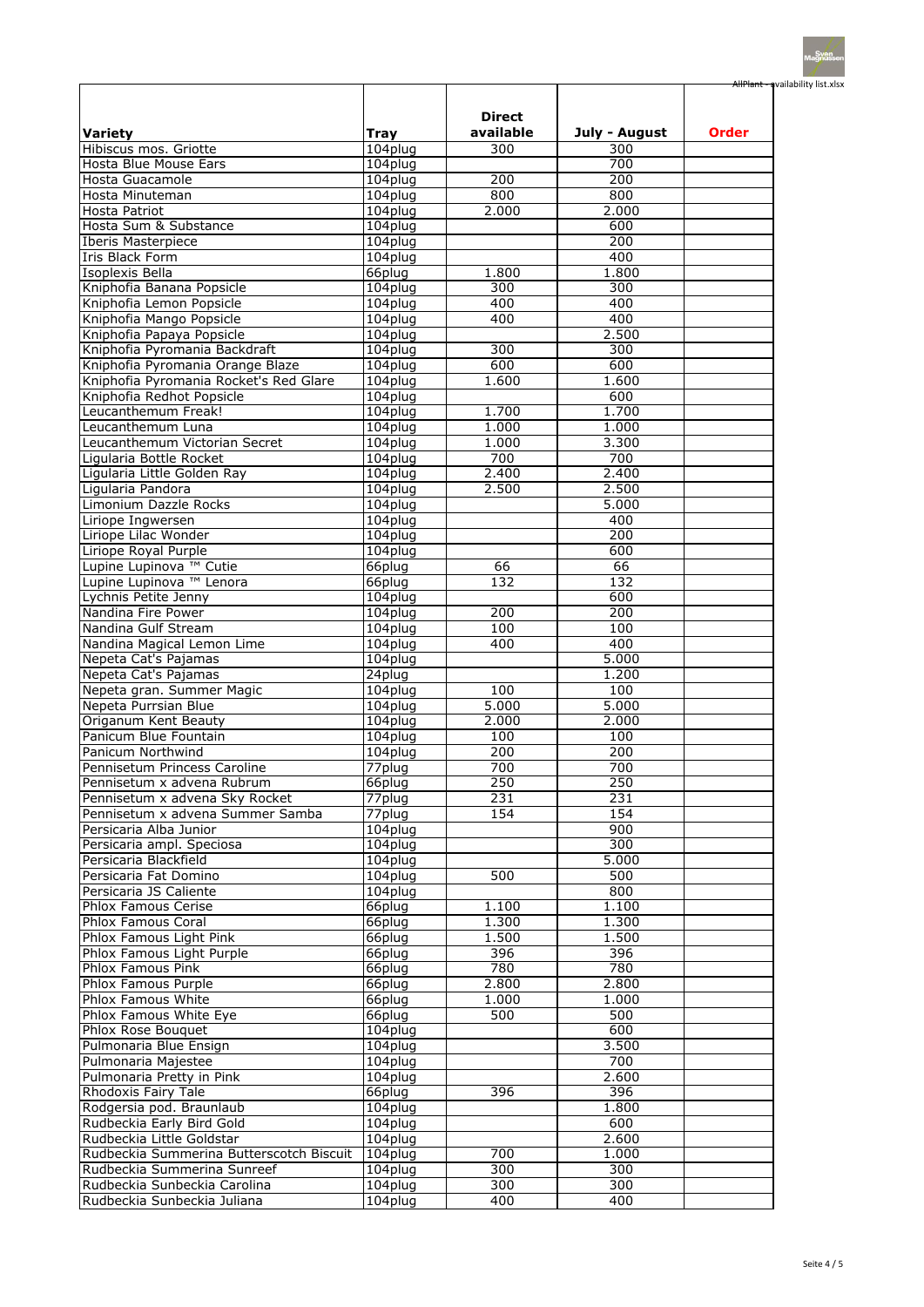| Variety | Tray | Direct available | July - August | Order |
|---|---|---|---|---|
| Hibiscus mos. Griotte | 104plug | 300 | 300 | |
| Hosta Blue Mouse Ears | 104plug | | 700 | |
| Hosta Guacamole | 104plug | 200 | 200 | |
| Hosta Minuteman | 104plug | 800 | 800 | |
| Hosta Patriot | 104plug | 2.000 | 2.000 | |
| Hosta Sum & Substance | 104plug | | 600 | |
| Iberis Masterpiece | 104plug | | 200 | |
| Iris Black Form | 104plug | | 400 | |
| Isoplexis Bella | 66plug | 1.800 | 1.800 | |
| Kniphofia Banana Popsicle | 104plug | 300 | 300 | |
| Kniphofia Lemon Popsicle | 104plug | 400 | 400 | |
| Kniphofia Mango Popsicle | 104plug | 400 | 400 | |
| Kniphofia Papaya Popsicle | 104plug | | 2.500 | |
| Kniphofia Pyromania Backdraft | 104plug | 300 | 300 | |
| Kniphofia Pyromania Orange Blaze | 104plug | 600 | 600 | |
| Kniphofia Pyromania Rocket's Red Glare | 104plug | 1.600 | 1.600 | |
| Kniphofia Redhot Popsicle | 104plug | | 600 | |
| Leucanthemum Freak! | 104plug | 1.700 | 1.700 | |
| Leucanthemum Luna | 104plug | 1.000 | 1.000 | |
| Leucanthemum Victorian Secret | 104plug | 1.000 | 3.300 | |
| Ligularia Bottle Rocket | 104plug | 700 | 700 | |
| Ligularia Little Golden Ray | 104plug | 2.400 | 2.400 | |
| Ligularia Pandora | 104plug | 2.500 | 2.500 | |
| Limonium Dazzle Rocks | 104plug | | 5.000 | |
| Liriope Ingwersen | 104plug | | 400 | |
| Liriope Lilac Wonder | 104plug | | 200 | |
| Liriope Royal Purple | 104plug | | 600 | |
| Lupine Lupinova ™ Cutie | 66plug | 66 | 66 | |
| Lupine Lupinova ™ Lenora | 66plug | 132 | 132 | |
| Lychnis Petite Jenny | 104plug | | 600 | |
| Nandina Fire Power | 104plug | 200 | 200 | |
| Nandina Gulf Stream | 104plug | 100 | 100 | |
| Nandina Magical Lemon Lime | 104plug | 400 | 400 | |
| Nepeta Cat's Pajamas | 104plug | | 5.000 | |
| Nepeta Cat's Pajamas | 24plug | | 1.200 | |
| Nepeta gran. Summer Magic | 104plug | 100 | 100 | |
| Nepeta Purrsian Blue | 104plug | 5.000 | 5.000 | |
| Origanum Kent Beauty | 104plug | 2.000 | 2.000 | |
| Panicum Blue Fountain | 104plug | 100 | 100 | |
| Panicum Northwind | 104plug | 200 | 200 | |
| Pennisetum Princess Caroline | 77plug | 700 | 700 | |
| Pennisetum x advena Rubrum | 66plug | 250 | 250 | |
| Pennisetum x advena Sky Rocket | 77plug | 231 | 231 | |
| Pennisetum x advena Summer Samba | 77plug | 154 | 154 | |
| Persicaria Alba Junior | 104plug | | 900 | |
| Persicaria ampl. Speciosa | 104plug | | 300 | |
| Persicaria Blackfield | 104plug | | 5.000 | |
| Persicaria Fat Domino | 104plug | 500 | 500 | |
| Persicaria JS Caliente | 104plug | | 800 | |
| Phlox Famous Cerise | 66plug | 1.100 | 1.100 | |
| Phlox Famous Coral | 66plug | 1.300 | 1.300 | |
| Phlox Famous Light Pink | 66plug | 1.500 | 1.500 | |
| Phlox Famous Light Purple | 66plug | 396 | 396 | |
| Phlox Famous Pink | 66plug | 780 | 780 | |
| Phlox Famous Purple | 66plug | 2.800 | 2.800 | |
| Phlox Famous White | 66plug | 1.000 | 1.000 | |
| Phlox Famous White Eye | 66plug | 500 | 500 | |
| Phlox Rose Bouquet | 104plug | | 600 | |
| Pulmonaria Blue Ensign | 104plug | | 3.500 | |
| Pulmonaria Majestee | 104plug | | 700 | |
| Pulmonaria Pretty in Pink | 104plug | | 2.600 | |
| Rhodoxis Fairy Tale | 66plug | 396 | 396 | |
| Rodgersia pod. Braunlaub | 104plug | | 1.800 | |
| Rudbeckia Early Bird Gold | 104plug | | 600 | |
| Rudbeckia Little Goldstar | 104plug | | 2.600 | |
| Rudbeckia Summerina Butterscotch Biscuit | 104plug | 700 | 1.000 | |
| Rudbeckia Summerina Sunreef | 104plug | 300 | 300 | |
| Rudbeckia Sunbeckia Carolina | 104plug | 300 | 300 | |
| Rudbeckia Sunbeckia Juliana | 104plug | 400 | 400 | |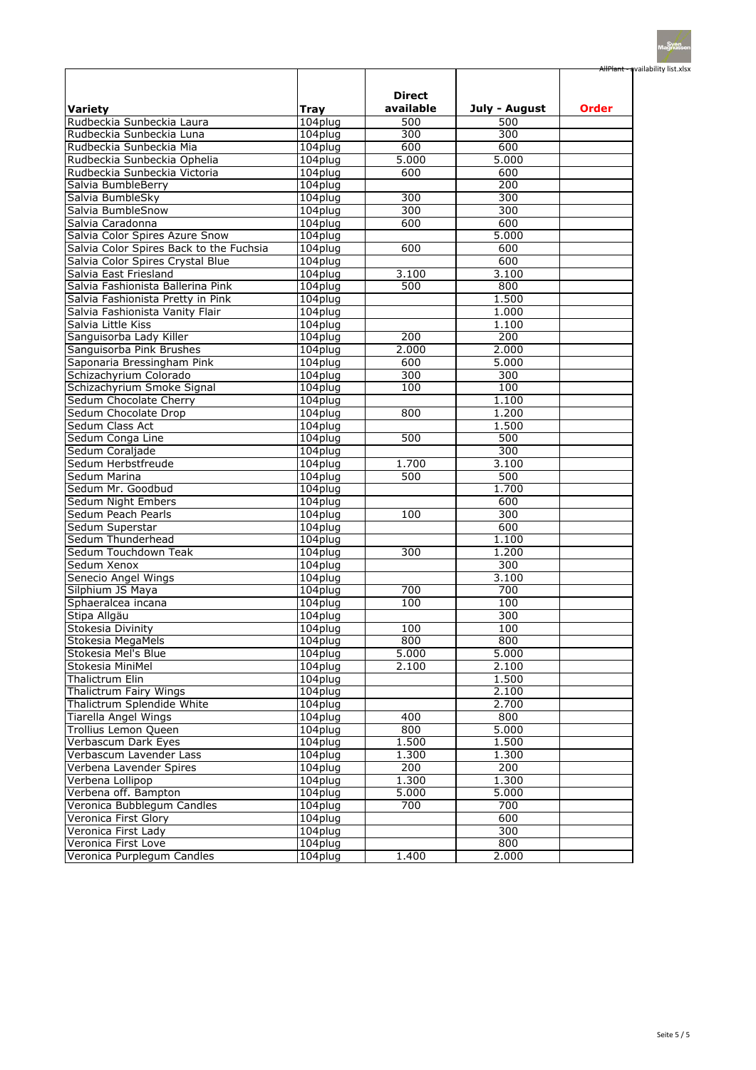| Variety | Tray | Direct available | July - August | Order |
|---|---|---|---|---|
| Rudbeckia Sunbeckia Laura | 104plug | 500 | 500 | |
| Rudbeckia Sunbeckia Luna | 104plug | 300 | 300 | |
| Rudbeckia Sunbeckia Mia | 104plug | 600 | 600 | |
| Rudbeckia Sunbeckia Ophelia | 104plug | 5.000 | 5.000 | |
| Rudbeckia Sunbeckia Victoria | 104plug | 600 | 600 | |
| Salvia BumbleBerry | 104plug | | 200 | |
| Salvia BumbleSky | 104plug | 300 | 300 | |
| Salvia BumbleSnow | 104plug | 300 | 300 | |
| Salvia Caradonna | 104plug | 600 | 600 | |
| Salvia Color Spires Azure Snow | 104plug | | 5.000 | |
| Salvia Color Spires Back to the Fuchsia | 104plug | 600 | 600 | |
| Salvia Color Spires Crystal Blue | 104plug | | 600 | |
| Salvia East Friesland | 104plug | 3.100 | 3.100 | |
| Salvia Fashionista Ballerina Pink | 104plug | 500 | 800 | |
| Salvia Fashionista Pretty in Pink | 104plug | | 1.500 | |
| Salvia Fashionista Vanity Flair | 104plug | | 1.000 | |
| Salvia Little Kiss | 104plug | | 1.100 | |
| Sanguisorba Lady Killer | 104plug | 200 | 200 | |
| Sanguisorba Pink Brushes | 104plug | 2.000 | 2.000 | |
| Saponaria Bressingham Pink | 104plug | 600 | 5.000 | |
| Schizachyrium Colorado | 104plug | 300 | 300 | |
| Schizachyrium Smoke Signal | 104plug | 100 | 100 | |
| Sedum Chocolate Cherry | 104plug | | 1.100 | |
| Sedum Chocolate Drop | 104plug | 800 | 1.200 | |
| Sedum Class Act | 104plug | | 1.500 | |
| Sedum Conga Line | 104plug | 500 | 500 | |
| Sedum Coraljade | 104plug | | 300 | |
| Sedum Herbstfreude | 104plug | 1.700 | 3.100 | |
| Sedum Marina | 104plug | 500 | 500 | |
| Sedum Mr. Goodbud | 104plug | | 1.700 | |
| Sedum Night Embers | 104plug | | 600 | |
| Sedum Peach Pearls | 104plug | 100 | 300 | |
| Sedum Superstar | 104plug | | 600 | |
| Sedum Thunderhead | 104plug | | 1.100 | |
| Sedum Touchdown Teak | 104plug | 300 | 1.200 | |
| Sedum Xenox | 104plug | | 300 | |
| Senecio Angel Wings | 104plug | | 3.100 | |
| Silphium JS Maya | 104plug | 700 | 700 | |
| Sphaeralcea incana | 104plug | 100 | 100 | |
| Stipa Allgäu | 104plug | | 300 | |
| Stokesia Divinity | 104plug | 100 | 100 | |
| Stokesia MegaMels | 104plug | 800 | 800 | |
| Stokesia Mel's Blue | 104plug | 5.000 | 5.000 | |
| Stokesia MiniMel | 104plug | 2.100 | 2.100 | |
| Thalictrum Elin | 104plug | | 1.500 | |
| Thalictrum Fairy Wings | 104plug | | 2.100 | |
| Thalictrum Splendide White | 104plug | | 2.700 | |
| Tiarella Angel Wings | 104plug | 400 | 800 | |
| Trollius Lemon Queen | 104plug | 800 | 5.000 | |
| Verbascum Dark Eyes | 104plug | 1.500 | 1.500 | |
| Verbascum Lavender Lass | 104plug | 1.300 | 1.300 | |
| Verbena Lavender Spires | 104plug | 200 | 200 | |
| Verbena Lollipop | 104plug | 1.300 | 1.300 | |
| Verbena off. Bampton | 104plug | 5.000 | 5.000 | |
| Veronica Bubblegum Candles | 104plug | 700 | 700 | |
| Veronica First Glory | 104plug | | 600 | |
| Veronica First Lady | 104plug | | 300 | |
| Veronica First Love | 104plug | | 800 | |
| Veronica Purplegum Candles | 104plug | 1.400 | 2.000 | |